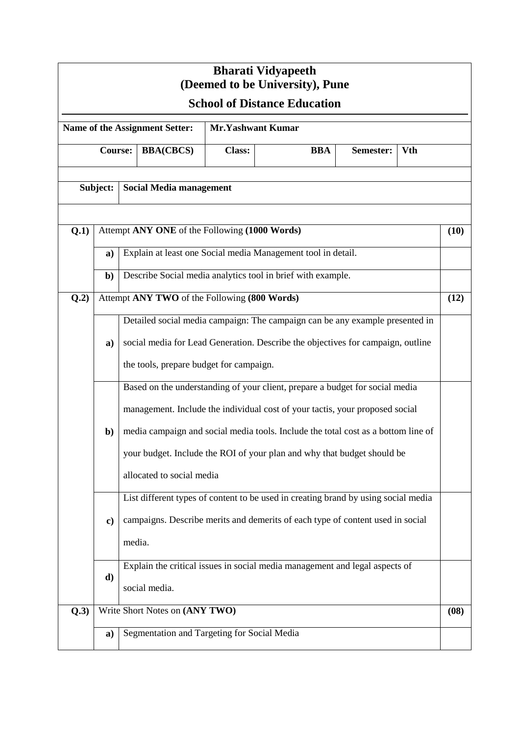# Bharati Vidyapeeth
# (Deemed to be University), Pune

## School of Distance Education

| **Name of the Assignment Setter:** | **Mr.Yashwant Kumar** | | | | |
|---|---|---|---|---|---|
| **Course:** | **BBA(CBCS)** | **Class:** | **BBA** | **Semester:** | **Vth** |

| **Subject:** | **Social Media management** |
|---|---|

| | | | |
|---|---|---|---|
| **Q.1)** | Attempt **ANY ONE** of the Following **(1000 Words)** | | **(10)** |
| | **a)** | Explain at least one Social media Management tool in detail. | |
| | **b)** | Describe Social media analytics tool in brief with example. | |
| **Q.2)** | Attempt **ANY TWO** of the Following **(800 Words)** | | **(12)** |
| | **a)** | Detailed social media campaign: The campaign can be any example presented in social media for Lead Generation. Describe the objectives for campaign, outline the tools, prepare budget for campaign. | |
| | **b)** | Based on the understanding of your client, prepare a budget for social media management. Include the individual cost of your tactis, your proposed social media campaign and social media tools. Include the total cost as a bottom line of your budget. Include the ROI of your plan and why that budget should be allocated to social media | |
| | **c)** | List different types of content to be used in creating brand by using social media campaigns. Describe merits and demerits of each type of content used in social media. | |
| | **d)** | Explain the critical issues in social media management and legal aspects of social media. | |
| **Q.3)** | Write Short Notes on **(ANY TWO)** | | **(08)** |
| | **a)** | Segmentation and Targeting for Social Media | |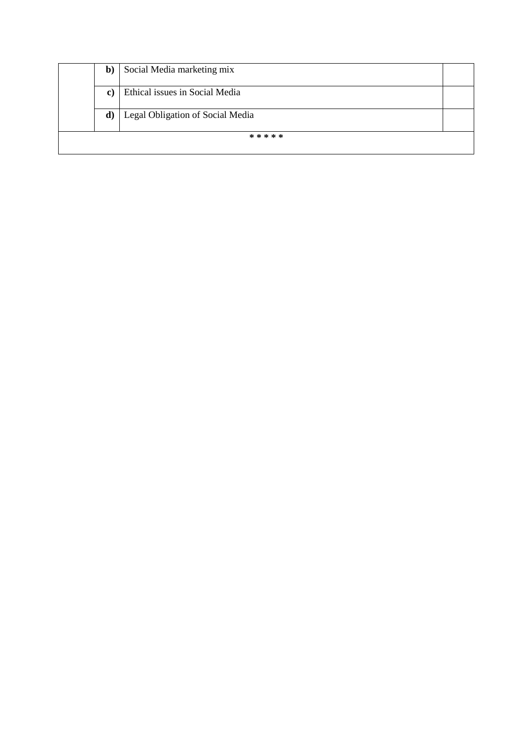| | | | |
|---|---|---|---|
| | **b)** | Social Media marketing mix | |
| | **c)** | Ethical issues in Social Media | |
| | **d)** | Legal Obligation of Social Media | |
| **\* \* \* \* \*** | | | |